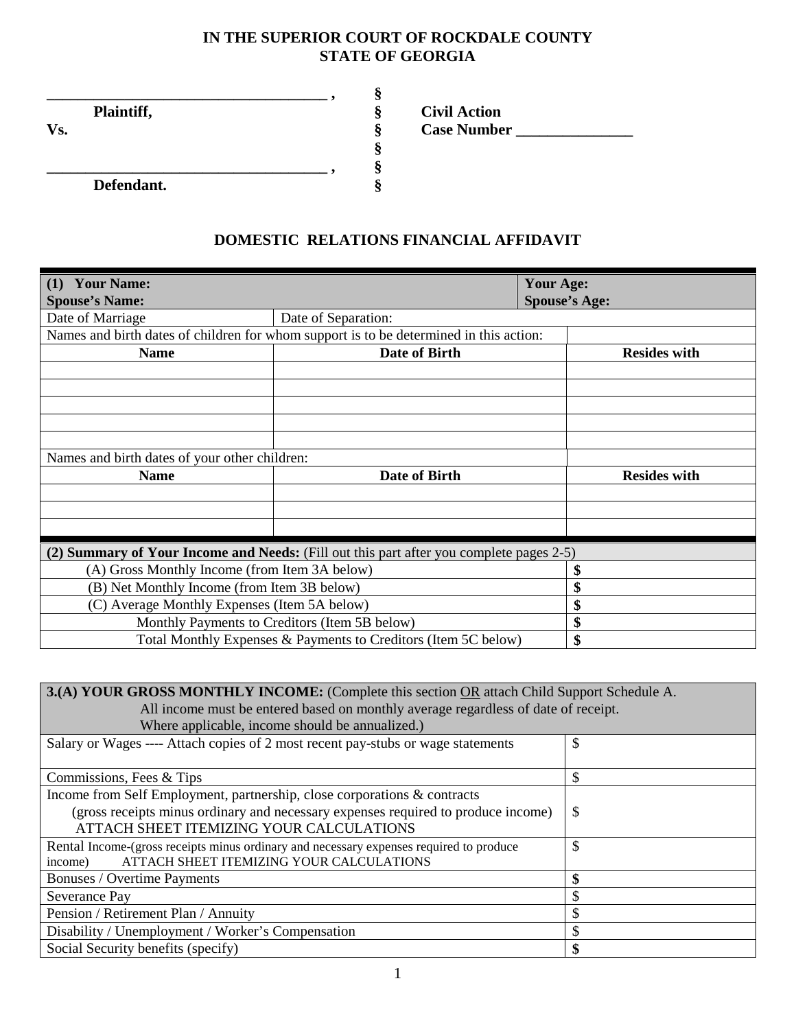**IN THE SUPERIOR COURT OF ROCKDALE COUNTY**
**STATE OF GEORGIA**

| | | |
|---|---|---|
| ___________________________________ , | § | |
| **Plaintiff,** | § | **Civil Action** |
| **Vs.** | § | **Case Number ______________** |
| | § | |
| ___________________________________ , | § | |
| **Defendant.** | § | |

## DOMESTIC RELATIONS FINANCIAL AFFIDAVIT

| **(1) Your Name:**<br>**Spouse's Name:** | | **Your Age:**<br>**Spouse's Age:** |
|---|---|---|
| Date of Marriage | Date of Separation: | |
| Names and birth dates of children for whom support is to be determined in this action: | | |
| **Name** | **Date of Birth** | **Resides with** |
| | | |
| | | |
| | | |
| | | |
| | | |
| Names and birth dates of your other children: | | |
| **Name** | **Date of Birth** | **Resides with** |
| | | |
| | | |
| | | |

| **(2) Summary of Your Income and Needs:** (Fill out this part after you complete pages 2-5) | |
|---|---|
| (A) Gross Monthly Income (from Item 3A below) | **$** |
| (B) Net Monthly Income (from Item 3B below) | **$** |
| (C) Average Monthly Expenses (Item 5A below) | **$** |
| Monthly Payments to Creditors (Item 5B below) | **$** |
| Total Monthly Expenses & Payments to Creditors (Item 5C below) | **$** |

| **3.(A) YOUR GROSS MONTHLY INCOME:** (Complete this section OR attach Child Support Schedule A. All income must be entered based on monthly average regardless of date of receipt. Where applicable, income should be annualized.) | |
|---|---|
| Salary or Wages ---- Attach copies of 2 most recent pay-stubs or wage statements | $ |
| Commissions, Fees & Tips | $ |
| Income from Self Employment, partnership, close corporations & contracts (gross receipts minus ordinary and necessary expenses required to produce income) ATTACH SHEET ITEMIZING YOUR CALCULATIONS | $ |
| Rental Income-(gross receipts minus ordinary and necessary expenses required to produce income) ATTACH SHEET ITEMIZING YOUR CALCULATIONS | $ |
| Bonuses / Overtime Payments | **$** |
| Severance Pay | $ |
| Pension / Retirement Plan / Annuity | $ |
| Disability / Unemployment / Worker's Compensation | $ |
| Social Security benefits (specify) | **$** |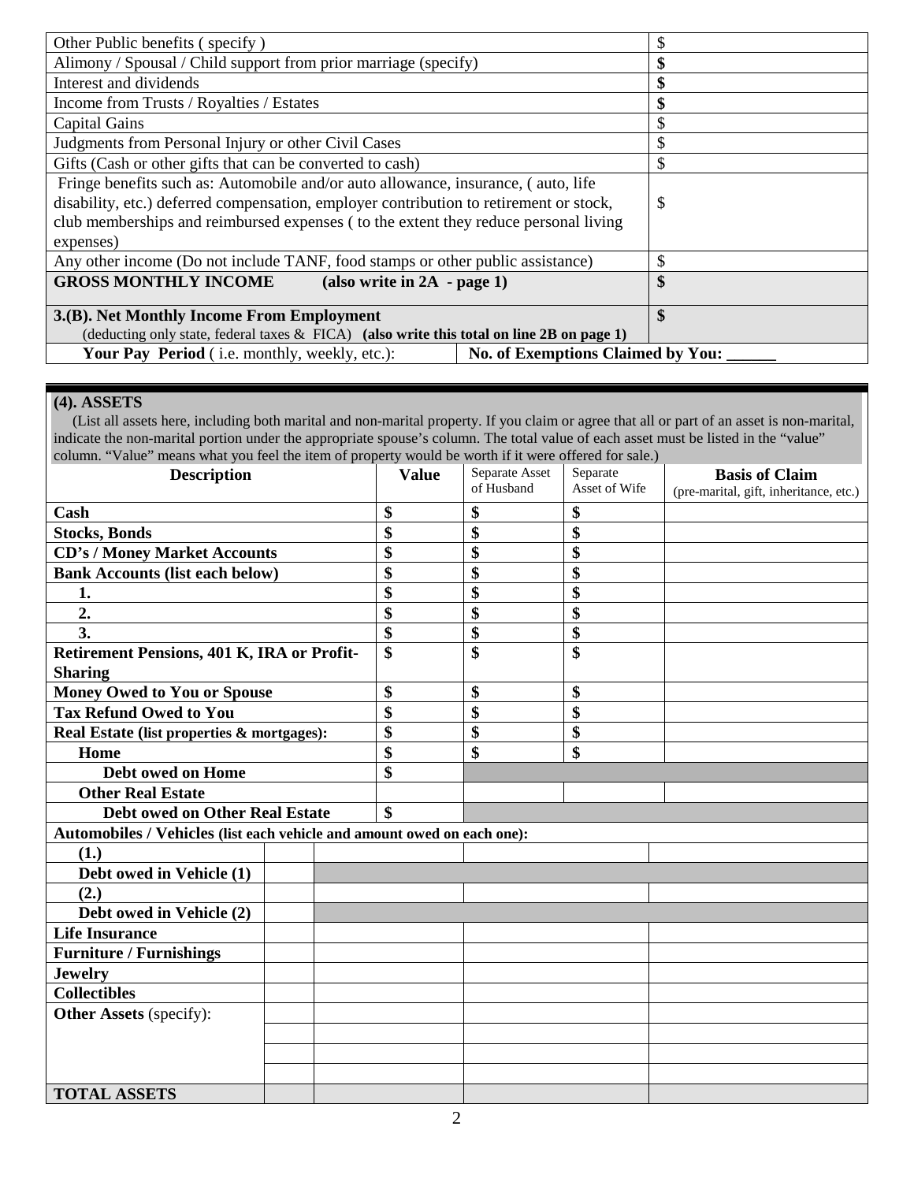| | |
|---|---|
| Other Public benefits ( specify ) | $ |
| Alimony / Spousal / Child support from prior marriage (specify) | **$** |
| Interest and dividends | **$** |
| Income from Trusts / Royalties / Estates | **$** |
| Capital Gains | $ |
| Judgments from Personal Injury or other Civil Cases | $ |
| Gifts (Cash or other gifts that can be converted to cash) | $ |
| Fringe benefits such as: Automobile and/or auto allowance, insurance, ( auto, life disability, etc.) deferred compensation, employer contribution to retirement or stock, club memberships and reimbursed expenses ( to the extent they reduce personal living expenses) | $ |
| Any other income (Do not include TANF, food stamps or other public assistance) | $ |
| **GROSS MONTHLY INCOME (also write in 2A - page 1)** | **$** |
| **3.(B). Net Monthly Income From Employment** (deducting only state, federal taxes & FICA) **(also write this total on line 2B on page 1)** | **$** |
| **Your Pay Period** ( i.e. monthly, weekly, etc.): | **No. of Exemptions Claimed by You: ______** |

## (4). ASSETS

(List all assets here, including both marital and non-marital property. If you claim or agree that all or part of an asset is non-marital, indicate the non-marital portion under the appropriate spouse's column. The total value of each asset must be listed in the "value" column. "Value" means what you feel the item of property would be worth if it were offered for sale.)

| Description | Value | Separate Asset of Husband | Separate Asset of Wife | Basis of Claim (pre-marital, gift, inheritance, etc.) |
|---|---|---|---|---|
| **Cash** | **$** | **$** | **$** | |
| **Stocks, Bonds** | **$** | **$** | **$** | |
| **CD's / Money Market Accounts** | **$** | **$** | **$** | |
| **Bank Accounts (list each below)** | **$** | **$** | **$** | |
| **1.** | **$** | **$** | **$** | |
| **2.** | **$** | **$** | **$** | |
| **3.** | **$** | **$** | **$** | |
| **Retirement Pensions, 401 K, IRA or Profit-Sharing** | **$** | **$** | **$** | |
| **Money Owed to You or Spouse** | **$** | **$** | **$** | |
| **Tax Refund Owed to You** | **$** | **$** | **$** | |
| **Real Estate (list properties & mortgages):** | **$** | **$** | **$** | |
| **Home** | **$** | **$** | **$** | |
| **Debt owed on Home** | **$** | | | |
| **Other Real Estate** | | | | |
| **Debt owed on Other Real Estate** | **$** | | | |
| **Automobiles / Vehicles (list each vehicle and amount owed on each one):** | | | | |
| **(1.)** | | | | |
| **Debt owed in Vehicle (1)** | | | | |
| **(2.)** | | | | |
| **Debt owed in Vehicle (2)** | | | | |
| **Life Insurance** | | | | |
| **Furniture / Furnishings** | | | | |
| **Jewelry** | | | | |
| **Collectibles** | | | | |
| **Other Assets** (specify): | | | | |
| | | | | |
| | | | | |
| | | | | |
| **TOTAL ASSETS** | | | | |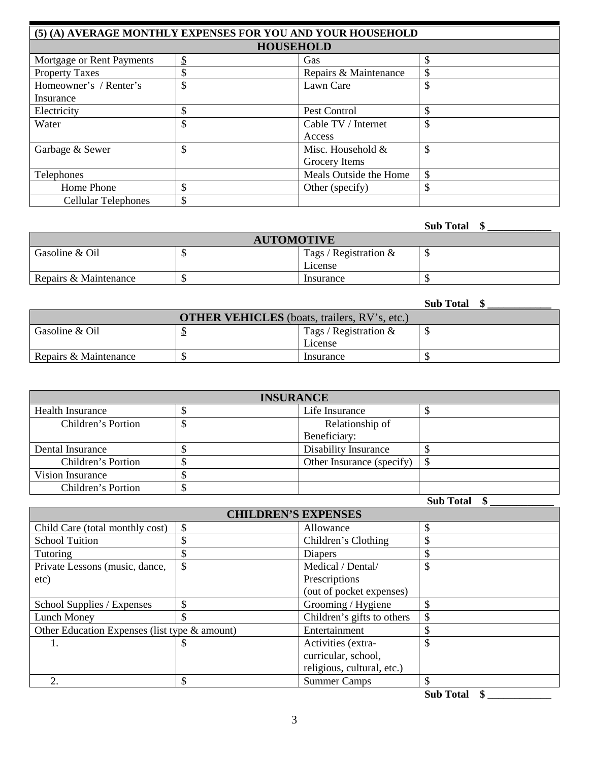## (5) (A) AVERAGE MONTHLY EXPENSES FOR YOU AND YOUR HOUSEHOLD

| HOUSEHOLD | | | |
|---|---|---|---|
| Mortgage or Rent Payments | $ | Gas | $ |
| Property Taxes | $ | Repairs & Maintenance | $ |
| Homeowner's / Renter's Insurance | $ | Lawn Care | $ |
| Electricity | $ | Pest Control | $ |
| Water | $ | Cable TV / Internet Access | $ |
| Garbage & Sewer | $ | Misc. Household & Grocery Items | $ |
| Telephones | | Meals Outside the Home | $ |
| Home Phone | $ | Other (specify) | $ |
| Cellular Telephones | $ | | |

**Sub Total $ ____________**

| AUTOMOTIVE | | | |
|---|---|---|---|
| Gasoline & Oil | $ | Tags / Registration & License | $ |
| Repairs & Maintenance | $ | Insurance | $ |

**Sub Total $ ____________**

| **OTHER VEHICLES** (boats, trailers, RV's, etc.) | | | |
|---|---|---|---|
| Gasoline & Oil | $ | Tags / Registration & License | $ |
| Repairs & Maintenance | $ | Insurance | $ |

| INSURANCE | | | |
|---|---|---|---|
| Health Insurance | $ | Life Insurance | $ |
| Children's Portion | $ | Relationship of Beneficiary: | |
| Dental Insurance | $ | Disability Insurance | $ |
| Children's Portion | $ | Other Insurance (specify) | $ |
| Vision Insurance | $ | | |
| Children's Portion | $ | | |

**Sub Total $ ____________**

| CHILDREN'S EXPENSES | | | |
|---|---|---|---|
| Child Care (total monthly cost) | $ | Allowance | $ |
| School Tuition | $ | Children's Clothing | $ |
| Tutoring | $ | Diapers | $ |
| Private Lessons (music, dance, etc) | $ | Medical / Dental/ Prescriptions (out of pocket expenses) | $ |
| School Supplies / Expenses | $ | Grooming / Hygiene | $ |
| Lunch Money | $ | Children's gifts to others | $ |
| Other Education Expenses (list type & amount) | | Entertainment | $ |
| 1. | $ | Activities (extra-curricular, school, religious, cultural, etc.) | $ |
| 2. | $ | Summer Camps | $ |

**Sub Total $ ____________**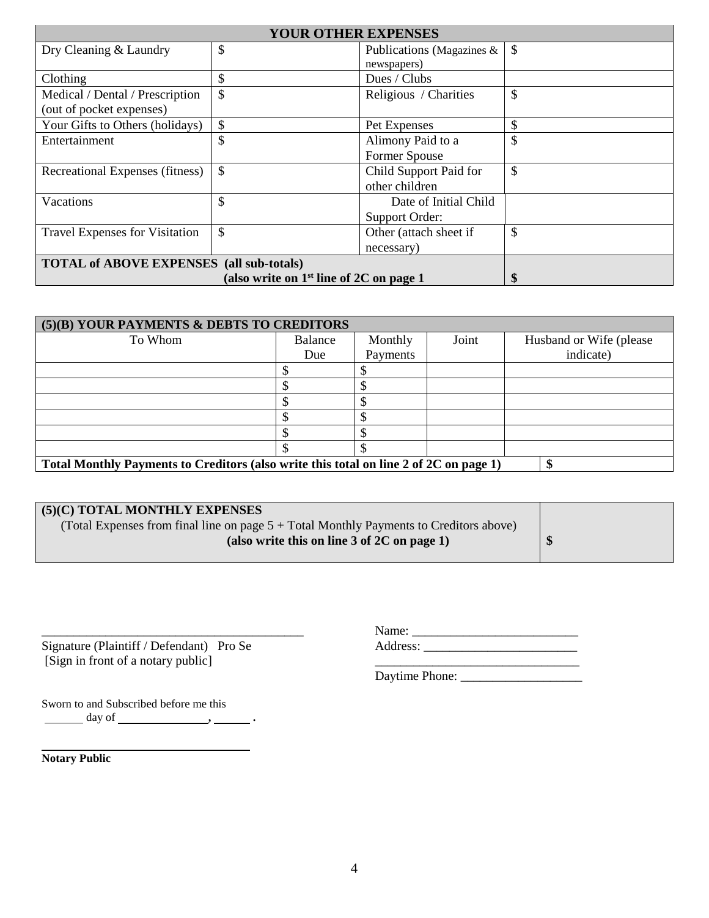| YOUR OTHER EXPENSES | | | |
|---|---|---|---|
| Dry Cleaning & Laundry | $ | Publications (Magazines & newspapers) | $ |
| Clothing | $ | Dues / Clubs | |
| Medical / Dental / Prescription (out of pocket expenses) | $ | Religious / Charities | $ |
| Your Gifts to Others (holidays) | $ | Pet Expenses | $ |
| Entertainment | $ | Alimony Paid to a Former Spouse | $ |
| Recreational Expenses (fitness) | $ | Child Support Paid for other children | $ |
| Vacations | $ | Date of Initial Child Support Order: | |
| Travel Expenses for Visitation | $ | Other (attach sheet if necessary) | $ |
| **TOTAL of ABOVE EXPENSES (all sub-totals) (also write on 1st line of 2C on page 1** | | | **$** |

| (5)(B) YOUR PAYMENTS & DEBTS TO CREDITORS | | | | |
|---|---|---|---|---|
| To Whom | Balance Due | Monthly Payments | Joint | Husband or Wife (please indicate) |
| | $ | $ | | |
| | $ | $ | | |
| | $ | $ | | |
| | $ | $ | | |
| | $ | $ | | |
| | $ | $ | | |
| **Total Monthly Payments to Creditors (also write this total on line 2 of 2C on page 1)** | | | | **$** |

| | |
|---|---|
| **(5)(C) TOTAL MONTHLY EXPENSES** (Total Expenses from final line on page 5 + Total Monthly Payments to Creditors above) **(also write this on line 3 of 2C on page 1)** | **$** |

___________________________________________
Signature (Plaintiff / Defendant) Pro Se
[Sign in front of a notary public]

Name: __________________________
Address: ________________________
________________________________
Daytime Phone: ___________________

Sworn to and Subscribed before me this
_______ day of ________________, _______ .

___________________________________
**Notary Public**